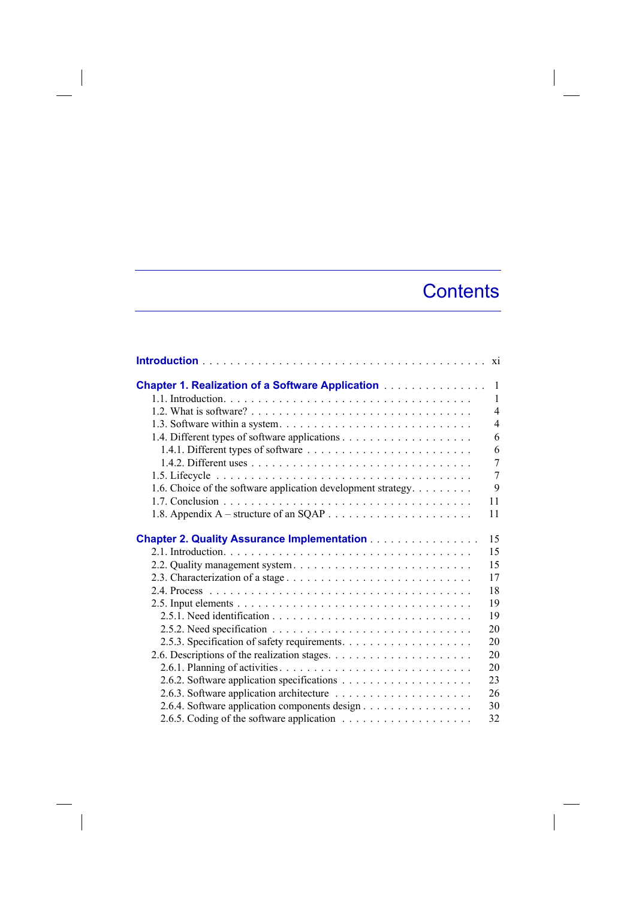# Contents

**Introduction** . . . . . . . . . . . . . . . . . . . . . . . . . . . . . . . . . . . . . . . . xi

**Chapter 1. Realization of a Software Application** . . . . . . . . . . . . . . . 1

1.1. Introduction. . . . . . . . . . . . . . . . . . . . . . . . . . . . . . . . . . . . . 1
1.2. What is software? . . . . . . . . . . . . . . . . . . . . . . . . . . . . . . . . 4
1.3. Software within a system. . . . . . . . . . . . . . . . . . . . . . . . . . . . 4
1.4. Different types of software applications . . . . . . . . . . . . . . . . . . . 6
1.4.1. Different types of software . . . . . . . . . . . . . . . . . . . . . . . . 6
1.4.2. Different uses . . . . . . . . . . . . . . . . . . . . . . . . . . . . . . . . 7
1.5. Lifecycle . . . . . . . . . . . . . . . . . . . . . . . . . . . . . . . . . . . . . 7
1.6. Choice of the software application development strategy. . . . . . . . . 9
1.7. Conclusion . . . . . . . . . . . . . . . . . . . . . . . . . . . . . . . . . . . . 11
1.8. Appendix A – structure of an SQAP . . . . . . . . . . . . . . . . . . . . . 11

**Chapter 2. Quality Assurance Implementation** . . . . . . . . . . . . . . . . 15

2.1. Introduction. . . . . . . . . . . . . . . . . . . . . . . . . . . . . . . . . . . . 15
2.2. Quality management system . . . . . . . . . . . . . . . . . . . . . . . . . 15
2.3. Characterization of a stage . . . . . . . . . . . . . . . . . . . . . . . . . . 17
2.4. Process . . . . . . . . . . . . . . . . . . . . . . . . . . . . . . . . . . . . . . 18
2.5. Input elements . . . . . . . . . . . . . . . . . . . . . . . . . . . . . . . . . . 19
2.5.1. Need identification . . . . . . . . . . . . . . . . . . . . . . . . . . . . . 19
2.5.2. Need specification . . . . . . . . . . . . . . . . . . . . . . . . . . . . . 20
2.5.3. Specification of safety requirements. . . . . . . . . . . . . . . . . . . 20
2.6. Descriptions of the realization stages. . . . . . . . . . . . . . . . . . . . . 20
2.6.1. Planning of activities. . . . . . . . . . . . . . . . . . . . . . . . . . . . 20
2.6.2. Software application specifications . . . . . . . . . . . . . . . . . . . 23
2.6.3. Software application architecture . . . . . . . . . . . . . . . . . . . . 26
2.6.4. Software application components design . . . . . . . . . . . . . . . . 30
2.6.5. Coding of the software application . . . . . . . . . . . . . . . . . . . 32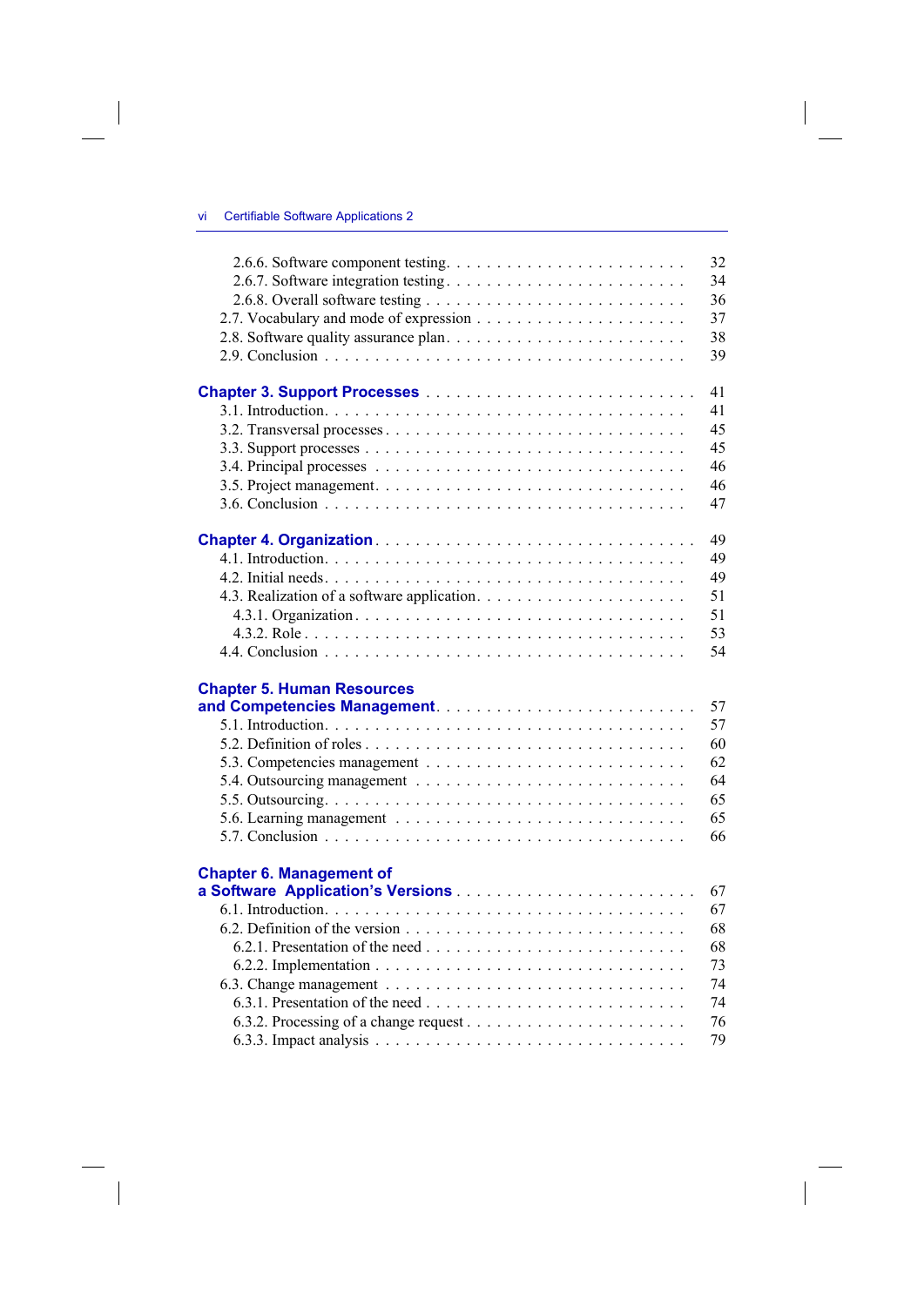2.6.6. Software component testing . . . . . . . . . . . . . . . . . . . . . . . 32
2.6.7. Software integration testing . . . . . . . . . . . . . . . . . . . . . . . 34
2.6.8. Overall software testing . . . . . . . . . . . . . . . . . . . . . . . . 36
2.7. Vocabulary and mode of expression . . . . . . . . . . . . . . . . . . . . 37
2.8. Software quality assurance plan . . . . . . . . . . . . . . . . . . . . . . 38
2.9. Conclusion . . . . . . . . . . . . . . . . . . . . . . . . . . . . . . . . 39

**Chapter 3. Support Processes** . . . . . . . . . . . . . . . . . . . . . . . . 41
3.1. Introduction . . . . . . . . . . . . . . . . . . . . . . . . . . . . . . . 41
3.2. Transversal processes . . . . . . . . . . . . . . . . . . . . . . . . . . 45
3.3. Support processes . . . . . . . . . . . . . . . . . . . . . . . . . . . . 45
3.4. Principal processes . . . . . . . . . . . . . . . . . . . . . . . . . . . 46
3.5. Project management . . . . . . . . . . . . . . . . . . . . . . . . . . . 46
3.6. Conclusion . . . . . . . . . . . . . . . . . . . . . . . . . . . . . . . . 47

**Chapter 4. Organization** . . . . . . . . . . . . . . . . . . . . . . . . . . 49
4.1. Introduction . . . . . . . . . . . . . . . . . . . . . . . . . . . . . . . 49
4.2. Initial needs . . . . . . . . . . . . . . . . . . . . . . . . . . . . . . . 49
4.3. Realization of a software application . . . . . . . . . . . . . . . . . . . 51
4.3.1. Organization . . . . . . . . . . . . . . . . . . . . . . . . . . . . . . 51
4.3.2. Role . . . . . . . . . . . . . . . . . . . . . . . . . . . . . . . . . . 53
4.4. Conclusion . . . . . . . . . . . . . . . . . . . . . . . . . . . . . . . . 54

**Chapter 5. Human Resources and Competencies Management** . . . . . . . . . . 57
5.1. Introduction . . . . . . . . . . . . . . . . . . . . . . . . . . . . . . . 57
5.2. Definition of roles . . . . . . . . . . . . . . . . . . . . . . . . . . . . 60
5.3. Competencies management . . . . . . . . . . . . . . . . . . . . . . . . 62
5.4. Outsourcing management . . . . . . . . . . . . . . . . . . . . . . . . . 64
5.5. Outsourcing . . . . . . . . . . . . . . . . . . . . . . . . . . . . . . . . 65
5.6. Learning management . . . . . . . . . . . . . . . . . . . . . . . . . . . 65
5.7. Conclusion . . . . . . . . . . . . . . . . . . . . . . . . . . . . . . . . 66

**Chapter 6. Management of a Software Application's Versions** . . . . . . . . . 67
6.1. Introduction . . . . . . . . . . . . . . . . . . . . . . . . . . . . . . . 67
6.2. Definition of the version . . . . . . . . . . . . . . . . . . . . . . . . . 68
6.2.1. Presentation of the need . . . . . . . . . . . . . . . . . . . . . . . . 68
6.2.2. Implementation . . . . . . . . . . . . . . . . . . . . . . . . . . . . . 73
6.3. Change management . . . . . . . . . . . . . . . . . . . . . . . . . . . 74
6.3.1. Presentation of the need . . . . . . . . . . . . . . . . . . . . . . . . 74
6.3.2. Processing of a change request . . . . . . . . . . . . . . . . . . . . . 76
6.3.3. Impact analysis . . . . . . . . . . . . . . . . . . . . . . . . . . . . . 79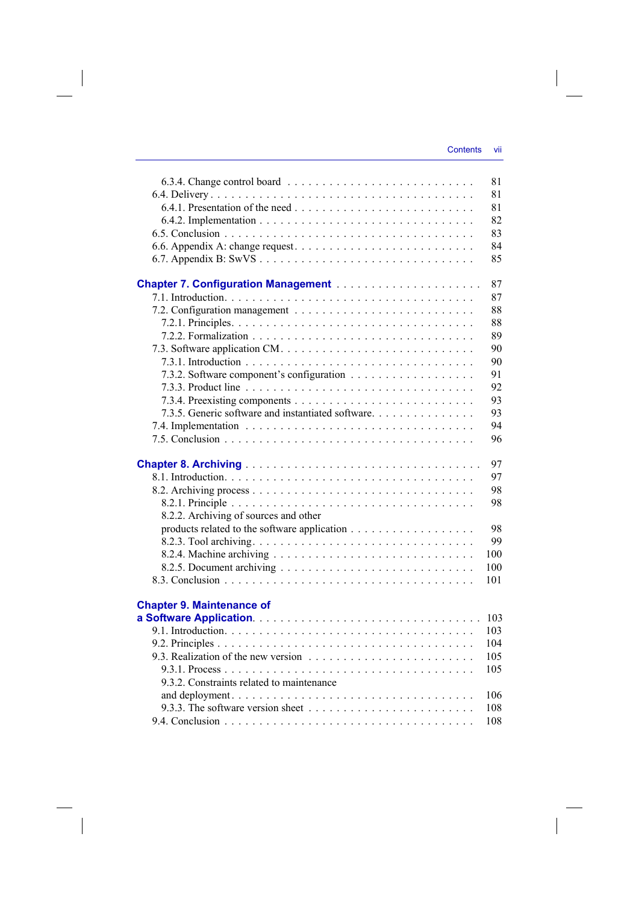6.3.4. Change control board . . . . . . . . . . . . . . . . . . . . . . . . . . 81
6.4. Delivery . . . . . . . . . . . . . . . . . . . . . . . . . . . . . . . . . . . . 81
6.4.1. Presentation of the need . . . . . . . . . . . . . . . . . . . . . . . . 81
6.4.2. Implementation . . . . . . . . . . . . . . . . . . . . . . . . . . . . . 82
6.5. Conclusion . . . . . . . . . . . . . . . . . . . . . . . . . . . . . . . . . 83
6.6. Appendix A: change request . . . . . . . . . . . . . . . . . . . . . . . . 84
6.7. Appendix B: SwVS . . . . . . . . . . . . . . . . . . . . . . . . . . . . . 85

**Chapter 7. Configuration Management** . . . . . . . . . . . . . . . . . . . . 87
7.1. Introduction . . . . . . . . . . . . . . . . . . . . . . . . . . . . . . . . 87
7.2. Configuration management . . . . . . . . . . . . . . . . . . . . . . . . 88
7.2.1. Principles . . . . . . . . . . . . . . . . . . . . . . . . . . . . . . . 88
7.2.2. Formalization . . . . . . . . . . . . . . . . . . . . . . . . . . . . . 89
7.3. Software application CM . . . . . . . . . . . . . . . . . . . . . . . . . 90
7.3.1. Introduction . . . . . . . . . . . . . . . . . . . . . . . . . . . . . . 90
7.3.2. Software component's configuration . . . . . . . . . . . . . . . . . 91
7.3.3. Product line . . . . . . . . . . . . . . . . . . . . . . . . . . . . . . 92
7.3.4. Preexisting components . . . . . . . . . . . . . . . . . . . . . . . . 93
7.3.5. Generic software and instantiated software . . . . . . . . . . . . . . 93
7.4. Implementation . . . . . . . . . . . . . . . . . . . . . . . . . . . . . . 94
7.5. Conclusion . . . . . . . . . . . . . . . . . . . . . . . . . . . . . . . . . 96

**Chapter 8. Archiving** . . . . . . . . . . . . . . . . . . . . . . . . . . . . . 97
8.1. Introduction . . . . . . . . . . . . . . . . . . . . . . . . . . . . . . . . 97
8.2. Archiving process . . . . . . . . . . . . . . . . . . . . . . . . . . . . . 98
8.2.1. Principle . . . . . . . . . . . . . . . . . . . . . . . . . . . . . . . . 98
8.2.2. Archiving of sources and other products related to the software application . . . . . . . . . . . . . . . . . . 98
8.2.3. Tool archiving . . . . . . . . . . . . . . . . . . . . . . . . . . . . . 99
8.2.4. Machine archiving . . . . . . . . . . . . . . . . . . . . . . . . . . . 100
8.2.5. Document archiving . . . . . . . . . . . . . . . . . . . . . . . . . . 100
8.3. Conclusion . . . . . . . . . . . . . . . . . . . . . . . . . . . . . . . . . 101

**Chapter 9. Maintenance of a Software Application** . . . . . . . . . . . . . . 103
9.1. Introduction . . . . . . . . . . . . . . . . . . . . . . . . . . . . . . . . 103
9.2. Principles . . . . . . . . . . . . . . . . . . . . . . . . . . . . . . . . . 104
9.3. Realization of the new version . . . . . . . . . . . . . . . . . . . . . . 105
9.3.1. Process . . . . . . . . . . . . . . . . . . . . . . . . . . . . . . . . . 105
9.3.2. Constraints related to maintenance and deployment . . . . . . . . . . . 106
9.3.3. The software version sheet . . . . . . . . . . . . . . . . . . . . . . . 108
9.4. Conclusion . . . . . . . . . . . . . . . . . . . . . . . . . . . . . . . . . 108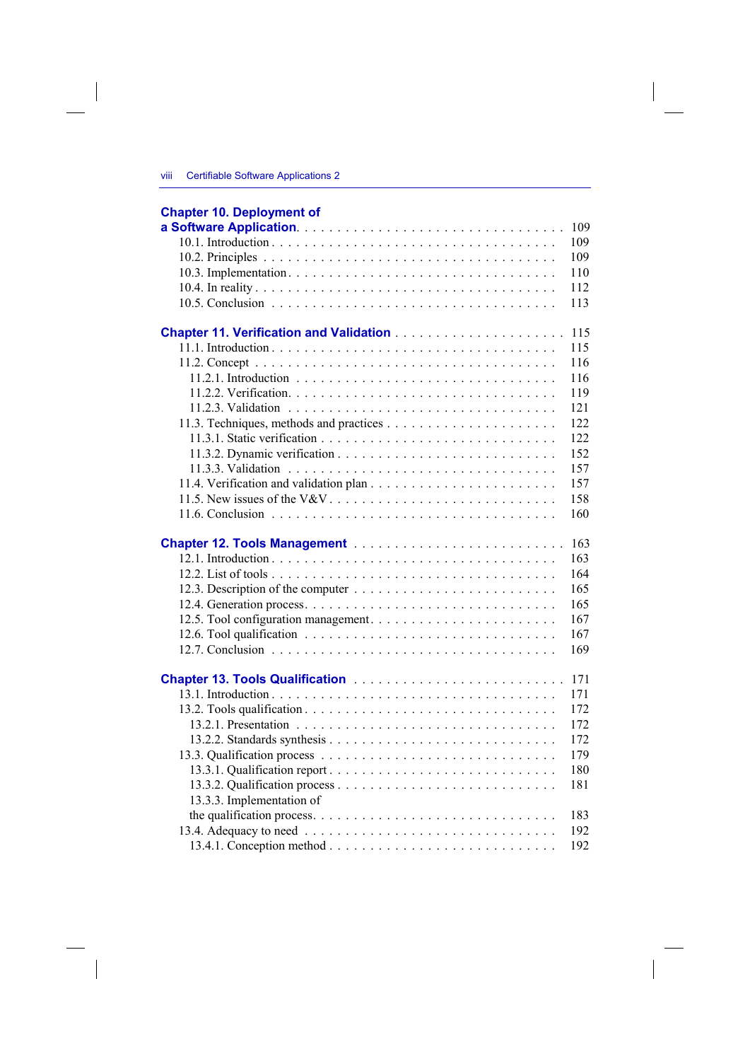**Chapter 10. Deployment of a Software Application** . . . . . 109

10.1. Introduction . . . . . 109
10.2. Principles . . . . . 109
10.3. Implementation . . . . . 110
10.4. In reality . . . . . 112
10.5. Conclusion . . . . . 113

**Chapter 11. Verification and Validation** . . . . . 115

11.1. Introduction . . . . . 115
11.2. Concept . . . . . 116
  11.2.1. Introduction . . . . . 116
  11.2.2. Verification . . . . . 119
  11.2.3. Validation . . . . . 121
11.3. Techniques, methods and practices . . . . . 122
  11.3.1. Static verification . . . . . 122
  11.3.2. Dynamic verification . . . . . 152
  11.3.3. Validation . . . . . 157
11.4. Verification and validation plan . . . . . 157
11.5. New issues of the V&V . . . . . 158
11.6. Conclusion . . . . . 160

**Chapter 12. Tools Management** . . . . . 163

12.1. Introduction . . . . . 163
12.2. List of tools . . . . . 164
12.3. Description of the computer . . . . . 165
12.4. Generation process . . . . . 165
12.5. Tool configuration management . . . . . 167
12.6. Tool qualification . . . . . 167
12.7. Conclusion . . . . . 169

**Chapter 13. Tools Qualification** . . . . . 171

13.1. Introduction . . . . . 171
13.2. Tools qualification . . . . . 172
  13.2.1. Presentation . . . . . 172
  13.2.2. Standards synthesis . . . . . 172
13.3. Qualification process . . . . . 179
  13.3.1. Qualification report . . . . . 180
  13.3.2. Qualification process . . . . . 181
  13.3.3. Implementation of the qualification process . . . . . 183
13.4. Adequacy to need . . . . . 192
  13.4.1. Conception method . . . . . 192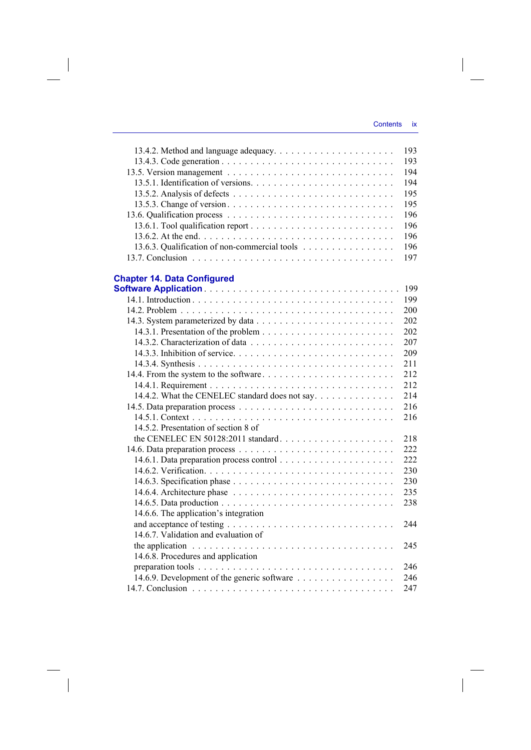13.4.2. Method and language adequacy . . . . . . . . . . . . . . . . . . . . 193
13.4.3. Code generation . . . . . . . . . . . . . . . . . . . . . . . . . . . 193
13.5. Version management . . . . . . . . . . . . . . . . . . . . . . . . . . 194
13.5.1. Identification of versions . . . . . . . . . . . . . . . . . . . . . . 194
13.5.2. Analysis of defects . . . . . . . . . . . . . . . . . . . . . . . . . 195
13.5.3. Change of version . . . . . . . . . . . . . . . . . . . . . . . . . . 195
13.6. Qualification process . . . . . . . . . . . . . . . . . . . . . . . . . 196
13.6.1. Tool qualification report . . . . . . . . . . . . . . . . . . . . . . 196
13.6.2. At the end . . . . . . . . . . . . . . . . . . . . . . . . . . . . . 196
13.6.3. Qualification of non-commercial tools . . . . . . . . . . . . . . . 196
13.7. Conclusion . . . . . . . . . . . . . . . . . . . . . . . . . . . . . . . 197

**Chapter 14. Data Configured Software Application** . . . . . . . . . . . . . . . . . . . . . . . . 199

14.1. Introduction . . . . . . . . . . . . . . . . . . . . . . . . . . . . . . 199
14.2. Problem . . . . . . . . . . . . . . . . . . . . . . . . . . . . . . . . 200
14.3. System parameterized by data . . . . . . . . . . . . . . . . . . . . . 202
14.3.1. Presentation of the problem . . . . . . . . . . . . . . . . . . . . . 202
14.3.2. Characterization of data . . . . . . . . . . . . . . . . . . . . . . 207
14.3.3. Inhibition of service . . . . . . . . . . . . . . . . . . . . . . . . . 209
14.3.4. Synthesis . . . . . . . . . . . . . . . . . . . . . . . . . . . . . . 211
14.4. From the system to the software . . . . . . . . . . . . . . . . . . . . 212
14.4.1. Requirement . . . . . . . . . . . . . . . . . . . . . . . . . . . . . 212
14.4.2. What the CENELEC standard does not say . . . . . . . . . . . . . 214
14.5. Data preparation process . . . . . . . . . . . . . . . . . . . . . . . . 216
14.5.1. Context . . . . . . . . . . . . . . . . . . . . . . . . . . . . . . . 216
14.5.2. Presentation of section 8 of the CENELEC EN 50128:2011 standard . . . . . . . . . . . . . . . . . . . . 218
14.6. Data preparation process . . . . . . . . . . . . . . . . . . . . . . . . 222
14.6.1. Data preparation process control . . . . . . . . . . . . . . . . . . 222
14.6.2. Verification . . . . . . . . . . . . . . . . . . . . . . . . . . . . . 230
14.6.3. Specification phase . . . . . . . . . . . . . . . . . . . . . . . . . 230
14.6.4. Architecture phase . . . . . . . . . . . . . . . . . . . . . . . . . 235
14.6.5. Data production . . . . . . . . . . . . . . . . . . . . . . . . . . . 238
14.6.6. The application's integration and acceptance of testing . . . . . . . . . . . . . . . . . . . . . . . . . . . 244
14.6.7. Validation and evaluation of the application . . . . . . . . . . . . . . . . . . . . . . . . . . . . . . 245
14.6.8. Procedures and application preparation tools . . . . . . . . . . . . . . . . . . . . . . . . . . . . . 246
14.6.9. Development of the generic software . . . . . . . . . . . . . . . . 246
14.7. Conclusion . . . . . . . . . . . . . . . . . . . . . . . . . . . . . . . 247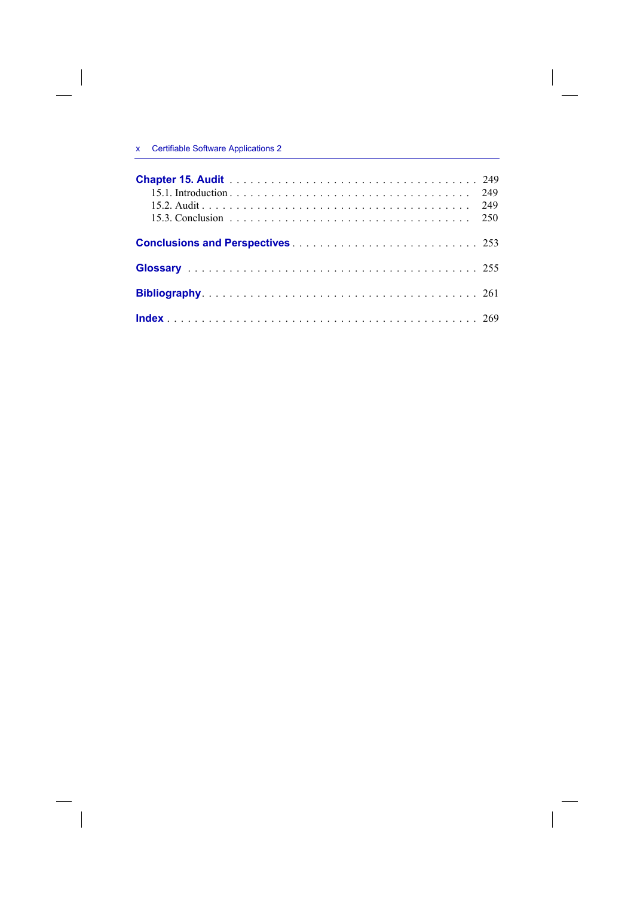**Chapter 15. Audit** . . . . . . . . . . . . . . . . . . . . . . . . . . . . . . . . . . . . 249

15.1. Introduction . . . . . . . . . . . . . . . . . . . . . . . . . . . . . . . . . 249
15.2. Audit . . . . . . . . . . . . . . . . . . . . . . . . . . . . . . . . . . . . . 249
15.3. Conclusion . . . . . . . . . . . . . . . . . . . . . . . . . . . . . . . . . 250

**Conclusions and Perspectives** . . . . . . . . . . . . . . . . . . . . . . . . . 253

**Glossary** . . . . . . . . . . . . . . . . . . . . . . . . . . . . . . . . . . . . . . . 255

**Bibliography** . . . . . . . . . . . . . . . . . . . . . . . . . . . . . . . . . . . . 261

**Index** . . . . . . . . . . . . . . . . . . . . . . . . . . . . . . . . . . . . . . . . . 269